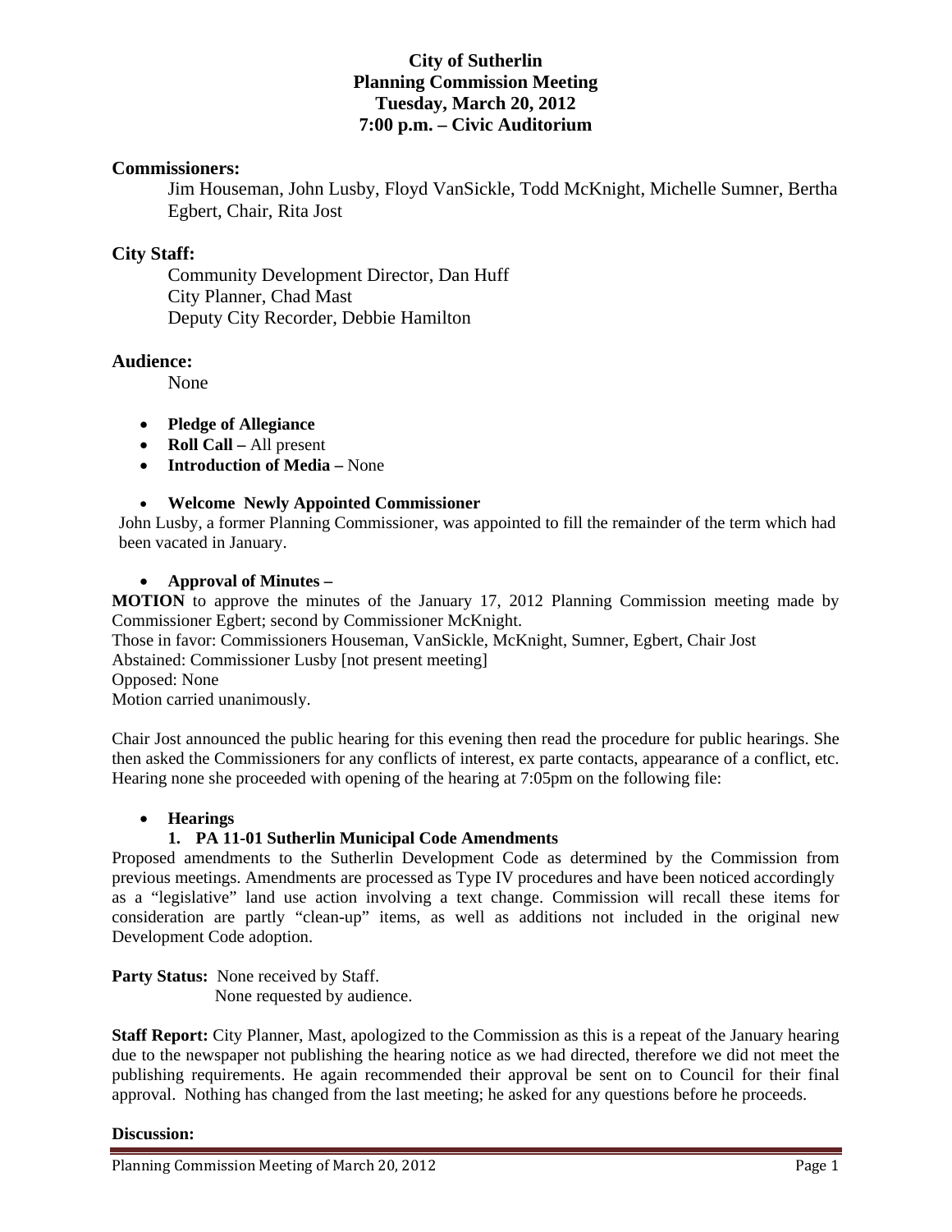# City of Sutherlin
## Planning Commission Meeting
### Tuesday, March 20, 2012
### 7:00 p.m. – Civic Auditorium

**Commissioners:**

Jim Houseman, John Lusby, Floyd VanSickle, Todd McKnight, Michelle Sumner, Bertha Egbert, Chair, Rita Jost

**City Staff:**

Community Development Director, Dan Huff
City Planner, Chad Mast
Deputy City Recorder, Debbie Hamilton

**Audience:**

None

- **Pledge of Allegiance**
- **Roll Call –** All present
- **Introduction of Media –** None

- **Welcome Newly Appointed Commissioner**

John Lusby, a former Planning Commissioner, was appointed to fill the remainder of the term which had been vacated in January.

- **Approval of Minutes –**

**MOTION** to approve the minutes of the January 17, 2012 Planning Commission meeting made by Commissioner Egbert; second by Commissioner McKnight.
Those in favor: Commissioners Houseman, VanSickle, McKnight, Sumner, Egbert, Chair Jost
Abstained: Commissioner Lusby [not present meeting]
Opposed: None
Motion carried unanimously.

Chair Jost announced the public hearing for this evening then read the procedure for public hearings. She then asked the Commissioners for any conflicts of interest, ex parte contacts, appearance of a conflict, etc. Hearing none she proceeded with opening of the hearing at 7:05pm on the following file:

- **Hearings**
  1. **PA 11-01 Sutherlin Municipal Code Amendments**

Proposed amendments to the Sutherlin Development Code as determined by the Commission from previous meetings. Amendments are processed as Type IV procedures and have been noticed accordingly as a "legislative" land use action involving a text change. Commission will recall these items for consideration are partly "clean-up" items, as well as additions not included in the original new Development Code adoption.

**Party Status:** None received by Staff.
None requested by audience.

**Staff Report:** City Planner, Mast, apologized to the Commission as this is a repeat of the January hearing due to the newspaper not publishing the hearing notice as we had directed, therefore we did not meet the publishing requirements. He again recommended their approval be sent on to Council for their final approval. Nothing has changed from the last meeting; he asked for any questions before he proceeds.

**Discussion:**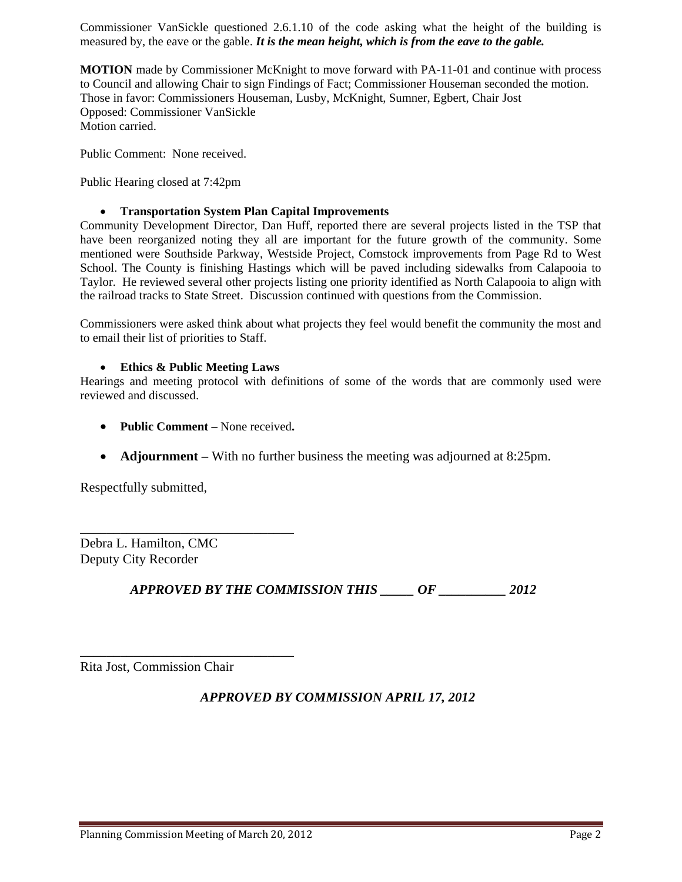Commissioner VanSickle questioned 2.6.1.10 of the code asking what the height of the building is measured by, the eave or the gable. ***It is the mean height, which is from the eave to the gable.***

**MOTION** made by Commissioner McKnight to move forward with PA-11-01 and continue with process to Council and allowing Chair to sign Findings of Fact; Commissioner Houseman seconded the motion.
Those in favor: Commissioners Houseman, Lusby, McKnight, Sumner, Egbert, Chair Jost
Opposed: Commissioner VanSickle
Motion carried.

Public Comment: None received.

Public Hearing closed at 7:42pm

- **Transportation System Plan Capital Improvements**

Community Development Director, Dan Huff, reported there are several projects listed in the TSP that have been reorganized noting they all are important for the future growth of the community. Some mentioned were Southside Parkway, Westside Project, Comstock improvements from Page Rd to West School. The County is finishing Hastings which will be paved including sidewalks from Calapooia to Taylor. He reviewed several other projects listing one priority identified as North Calapooia to align with the railroad tracks to State Street. Discussion continued with questions from the Commission.

Commissioners were asked think about what projects they feel would benefit the community the most and to email their list of priorities to Staff.

- **Ethics & Public Meeting Laws**

Hearings and meeting protocol with definitions of some of the words that are commonly used were reviewed and discussed.

- **Public Comment –** None received**.**
- **Adjournment –** With no further business the meeting was adjourned at 8:25pm.

Respectfully submitted,

________________________________
Debra L. Hamilton, CMC
Deputy City Recorder

***APPROVED BY THE COMMISSION THIS _____ OF __________ 2012***

________________________________
Rita Jost, Commission Chair

***APPROVED BY COMMISSION APRIL 17, 2012***